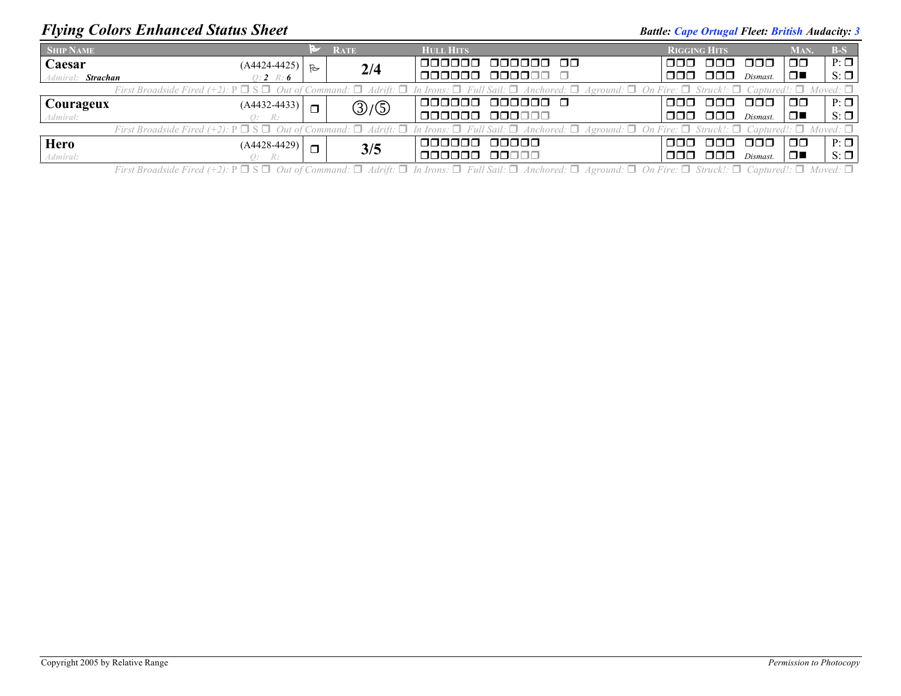# Flying Colors Enhanced Status Sheet

**Battle:** *Cape Ortugal* **Fleet:** *British* **Audacity:** *3*

| Ship Name | | | Rate | Hull Hits | Rigging Hits | Man. | B-S |
|---|---|---|---|---|---|---|---|
| **Caesar** | (A4424-4425) | ⚑ | **2/4** | ❒❒❒❒❒❒ ❒❒❒❒❒❒ ❒❒ / ❒❒❒❒❒❒ ❒❒❒❒❒❒ ❒ | ❒❒❒ ❒❒❒ ❒❒❒ / ❒❒❒ ❒❒❒ *Dismast.* | ❒❒ / ❒■ | P: ❒ / S: ❒ |
| *Admiral:* ***Strachan*** | *Q: **2** R: **6*** | | | | | | |
| *First Broadside Fired (+2):* P ❒ S ❒ *Out of Command:* ❒ *Adrift:* ❒ *In Irons:* ❒ *Full Sail:* ❒ *Anchored:* ❒ *Aground:* ❒ *On Fire:* ❒ *Struck!:* ❒ *Captured!:* ❒ *Moved:* ❒ | | | | | | | |
| **Courageux** | (A4432-4433) | ❒ | ③/⑤ | ❒❒❒❒❒❒ ❒❒❒❒❒❒ ❒ / ❒❒❒❒❒❒ ❒❒❒❒❒❒ | ❒❒❒ ❒❒❒ ❒❒❒ / ❒❒❒ ❒❒❒ *Dismast.* | ❒❒ / ❒■ | P: ❒ / S: ❒ |
| *Admiral:* | *Q: R:* | | | | | | |
| *First Broadside Fired (+2):* P ❒ S ❒ *Out of Command:* ❒ *Adrift:* ❒ *In Irons:* ❒ *Full Sail:* ❒ *Anchored:* ❒ *Aground:* ❒ *On Fire:* ❒ *Struck!:* ❒ *Captured!:* ❒ *Moved:* ❒ | | | | | | | |
| **Hero** | (A4428-4429) | ❒ | **3/5** | ❒❒❒❒❒❒ ❒❒❒❒❒ / ❒❒❒❒❒❒ ❒❒❒❒❒ | ❒❒❒ ❒❒❒ ❒❒❒ / ❒❒❒ ❒❒❒ *Dismast.* | ❒❒ / ❒■ | P: ❒ / S: ❒ |
| *Admiral:* | *Q: R:* | | | | | | |
| *First Broadside Fired (+2):* P ❒ S ❒ *Out of Command:* ❒ *Adrift:* ❒ *In Irons:* ❒ *Full Sail:* ❒ *Anchored:* ❒ *Aground:* ❒ *On Fire:* ❒ *Struck!:* ❒ *Captured!:* ❒ *Moved:* ❒ | | | | | | | |

Copyright 2005 by Relative Range

*Permission to Photocopy*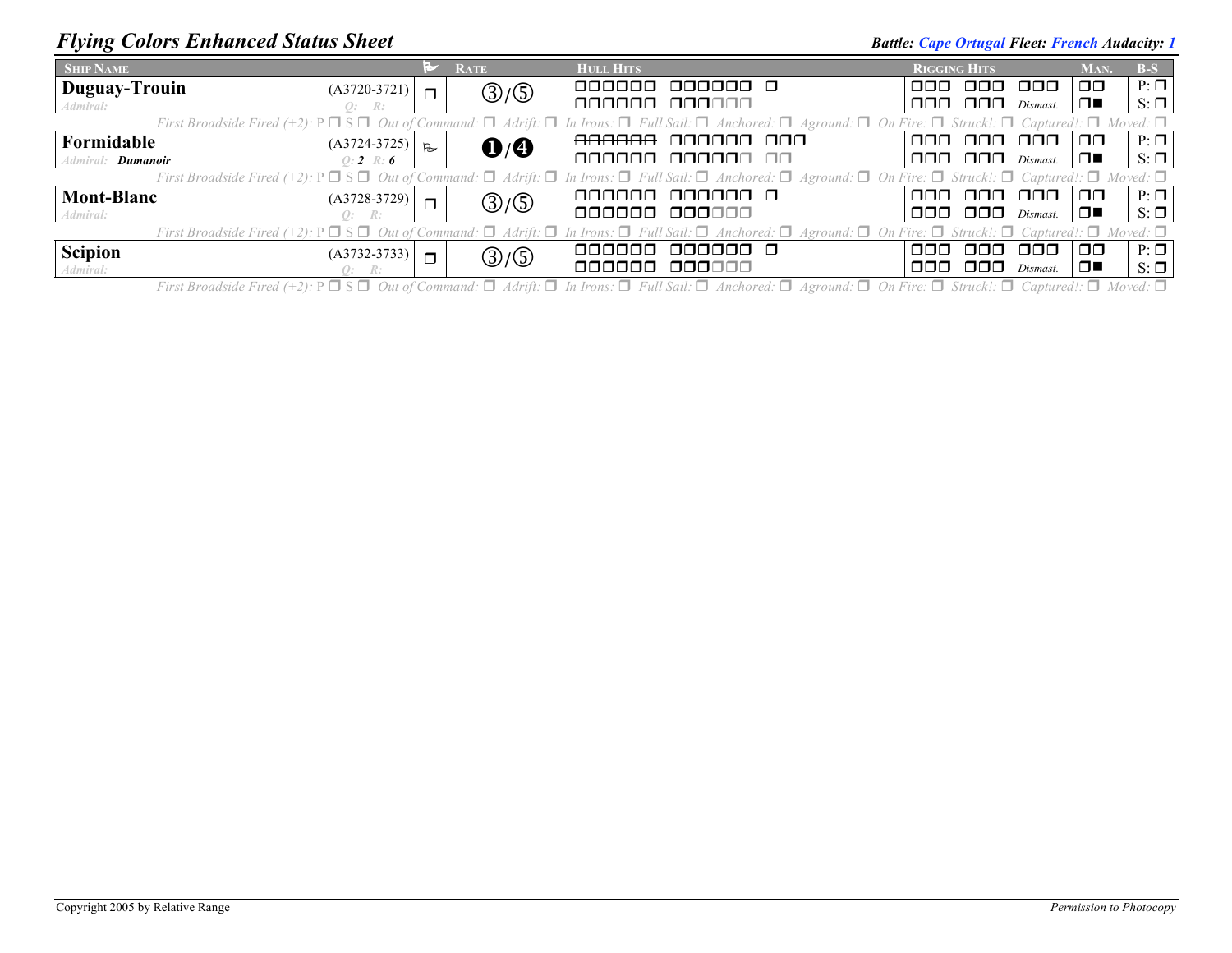# *Flying Colors Enhanced Status Sheet*

***Battle:*** ***Cape Ortugal*** ***Fleet:*** ***French*** ***Audacity:*** ***1***

| Ship Name | | Rate | Hull Hits | Rigging Hits | Man. | B-S |
|---|---|---|---|---|---|---|
| **Duguay-Trouin** (A3720-3721) *Admiral:* *Q: R:* | ❒ | ③/⑤ | ❒❒❒❒❒❒ ❒❒❒❒❒❒ ❒ / ❒❒❒❒❒❒ ❒❒❒❒❒❒ | ❒❒❒ ❒❒❒ ❒❒❒ / ❒❒❒ ❒❒❒ *Dismast.* | ❒❒ / ❒■ | P: ❒ / S: ❒ |
| *First Broadside Fired (+2):* P ❒ S ❒ *Out of Command:* ❒ *Adrift:* ❒ *In Irons:* ❒ *Full Sail:* ❒ *Anchored:* ❒ *Aground:* ❒ *On Fire:* ❒ *Struck!:* ❒ *Captured!:* ❒ *Moved:* ❒ | | | | | | |
| **Formidable** (A3724-3725) *Admiral:* ***Dumanoir*** *Q:* ***2*** *R:* ***6*** | ⚑ | ❶/❹ | ~~❒❒❒❒❒❒~~ ❒❒❒❒❒❒ ❒❒❒ / ❒❒❒❒❒❒ ❒❒❒❒❒❒ ❒❒ | ❒❒❒ ❒❒❒ ❒❒❒ / ❒❒❒ ❒❒❒ *Dismast.* | ❒❒ / ❒■ | P: ❒ / S: ❒ |
| *First Broadside Fired (+2):* P ❒ S ❒ *Out of Command:* ❒ *Adrift:* ❒ *In Irons:* ❒ *Full Sail:* ❒ *Anchored:* ❒ *Aground:* ❒ *On Fire:* ❒ *Struck!:* ❒ *Captured!:* ❒ *Moved:* ❒ | | | | | | |
| **Mont-Blanc** (A3728-3729) *Admiral:* *Q: R:* | ❒ | ③/⑤ | ❒❒❒❒❒❒ ❒❒❒❒❒❒ ❒ / ❒❒❒❒❒❒ ❒❒❒❒❒❒ | ❒❒❒ ❒❒❒ ❒❒❒ / ❒❒❒ ❒❒❒ *Dismast.* | ❒❒ / ❒■ | P: ❒ / S: ❒ |
| *First Broadside Fired (+2):* P ❒ S ❒ *Out of Command:* ❒ *Adrift:* ❒ *In Irons:* ❒ *Full Sail:* ❒ *Anchored:* ❒ *Aground:* ❒ *On Fire:* ❒ *Struck!:* ❒ *Captured!:* ❒ *Moved:* ❒ | | | | | | |
| **Scipion** (A3732-3733) *Admiral:* *Q: R:* | ❒ | ③/⑤ | ❒❒❒❒❒❒ ❒❒❒❒❒❒ ❒ / ❒❒❒❒❒❒ ❒❒❒❒❒❒ | ❒❒❒ ❒❒❒ ❒❒❒ / ❒❒❒ ❒❒❒ *Dismast.* | ❒❒ / ❒■ | P: ❒ / S: ❒ |
| *First Broadside Fired (+2):* P ❒ S ❒ *Out of Command:* ❒ *Adrift:* ❒ *In Irons:* ❒ *Full Sail:* ❒ *Anchored:* ❒ *Aground:* ❒ *On Fire:* ❒ *Struck!:* ❒ *Captured!:* ❒ *Moved:* ❒ | | | | | | |

Copyright 2005 by Relative Range

*Permission to Photocopy*